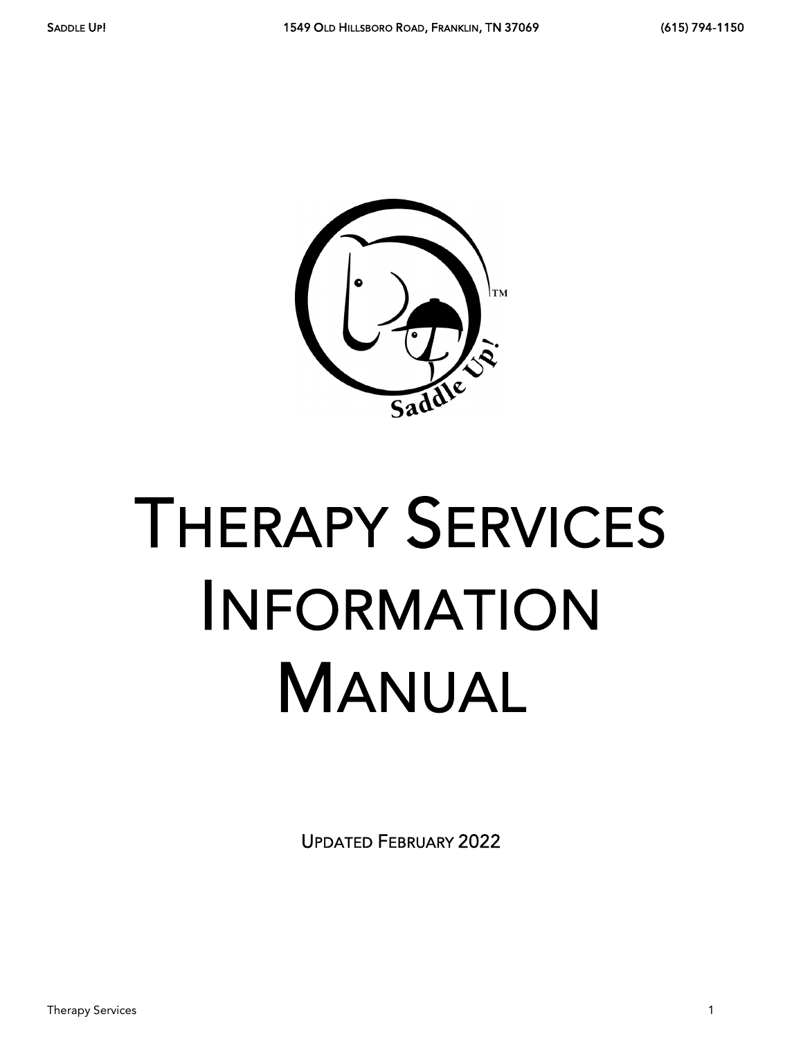# Therapy Services Information Manual

Updated February 2022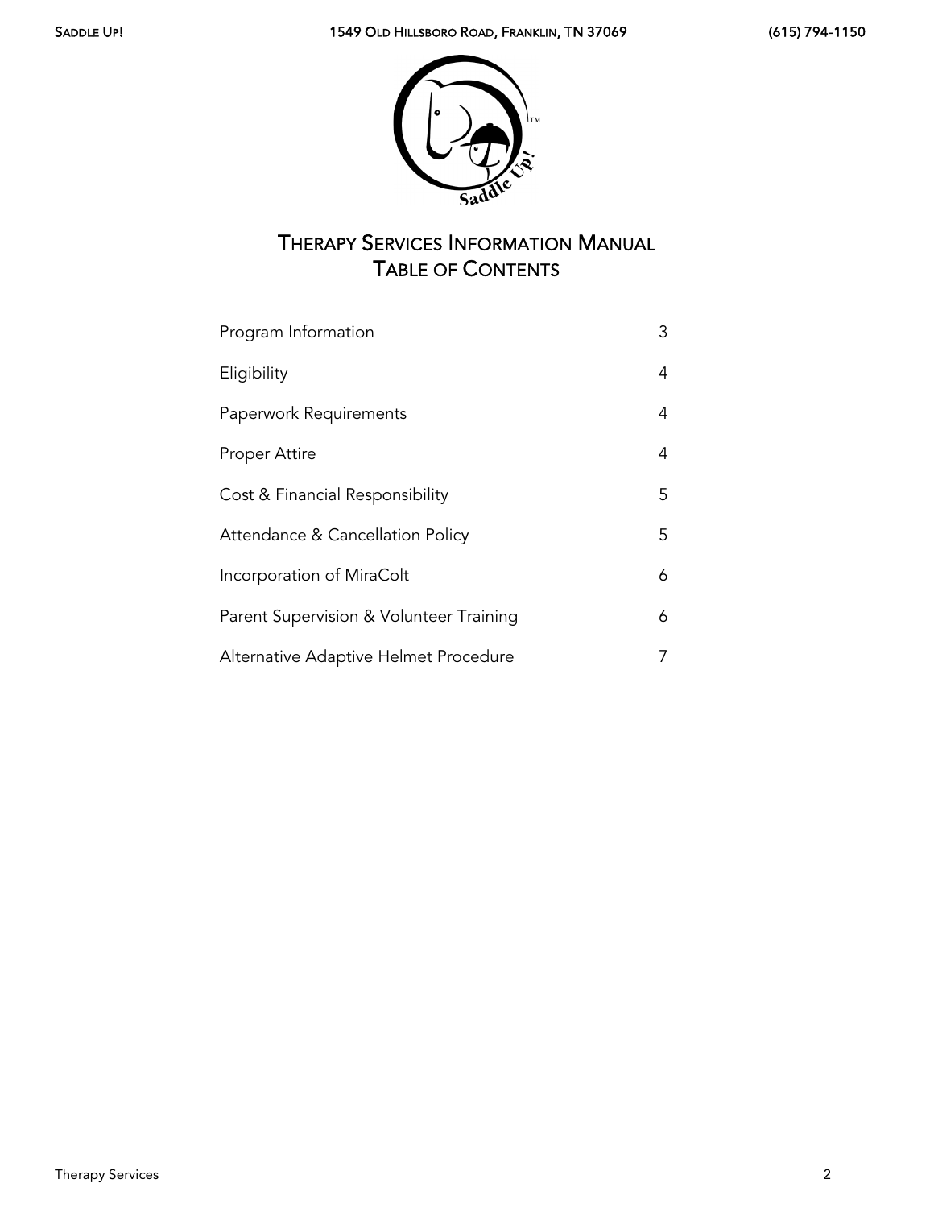# Therapy Services Information Manual

## Table of Contents

| Section | Page |
| --- | --- |
| Program Information | 3 |
| Eligibility | 4 |
| Paperwork Requirements | 4 |
| Proper Attire | 4 |
| Cost & Financial Responsibility | 5 |
| Attendance & Cancellation Policy | 5 |
| Incorporation of MiraColt | 6 |
| Parent Supervision & Volunteer Training | 6 |
| Alternative Adaptive Helmet Procedure | 7 |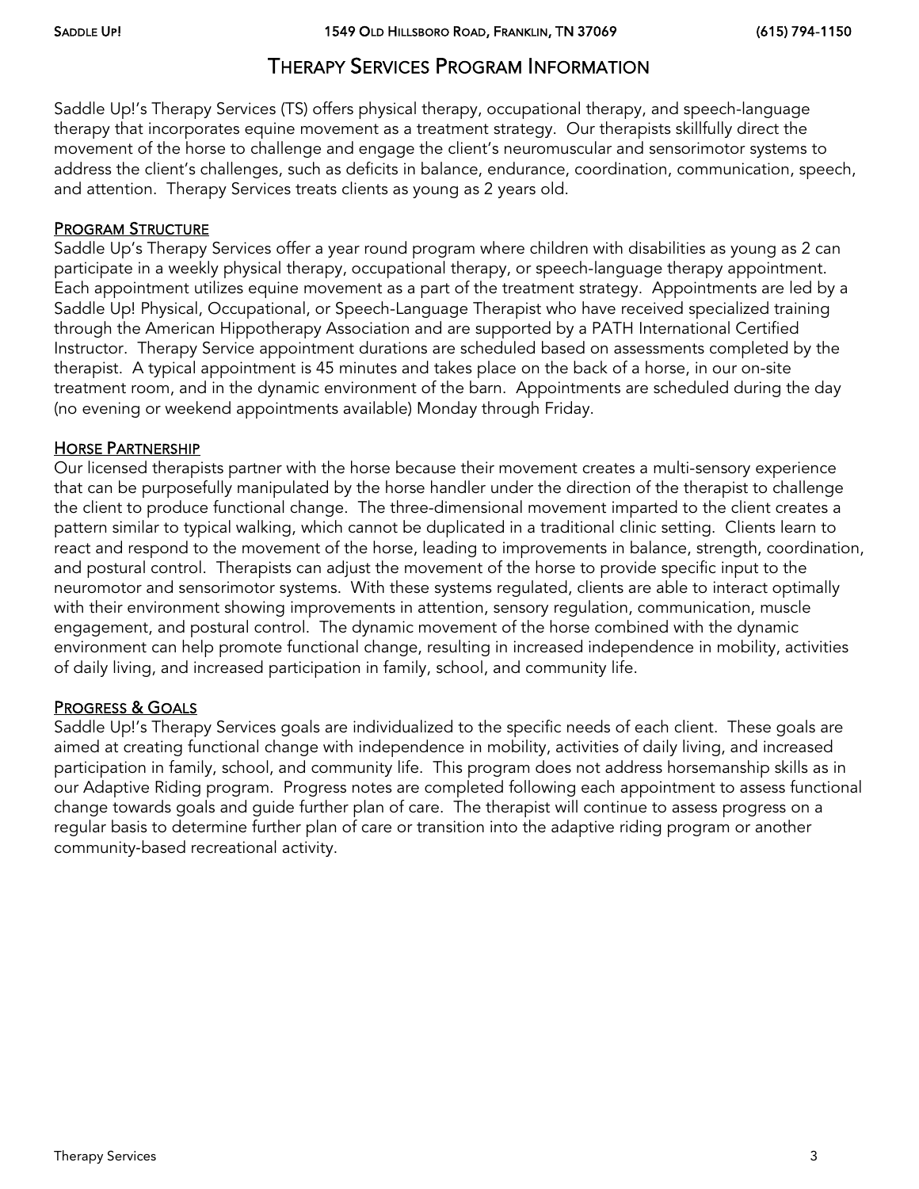# Therapy Services Program Information

Saddle Up!'s Therapy Services (TS) offers physical therapy, occupational therapy, and speech-language therapy that incorporates equine movement as a treatment strategy. Our therapists skillfully direct the movement of the horse to challenge and engage the client's neuromuscular and sensorimotor systems to address the client's challenges, such as deficits in balance, endurance, coordination, communication, speech, and attention. Therapy Services treats clients as young as 2 years old.

## Program Structure

Saddle Up's Therapy Services offer a year round program where children with disabilities as young as 2 can participate in a weekly physical therapy, occupational therapy, or speech-language therapy appointment. Each appointment utilizes equine movement as a part of the treatment strategy. Appointments are led by a Saddle Up! Physical, Occupational, or Speech-Language Therapist who have received specialized training through the American Hippotherapy Association and are supported by a PATH International Certified Instructor. Therapy Service appointment durations are scheduled based on assessments completed by the therapist. A typical appointment is 45 minutes and takes place on the back of a horse, in our on-site treatment room, and in the dynamic environment of the barn. Appointments are scheduled during the day (no evening or weekend appointments available) Monday through Friday.

## Horse Partnership

Our licensed therapists partner with the horse because their movement creates a multi-sensory experience that can be purposefully manipulated by the horse handler under the direction of the therapist to challenge the client to produce functional change. The three-dimensional movement imparted to the client creates a pattern similar to typical walking, which cannot be duplicated in a traditional clinic setting. Clients learn to react and respond to the movement of the horse, leading to improvements in balance, strength, coordination, and postural control. Therapists can adjust the movement of the horse to provide specific input to the neuromotor and sensorimotor systems. With these systems regulated, clients are able to interact optimally with their environment showing improvements in attention, sensory regulation, communication, muscle engagement, and postural control. The dynamic movement of the horse combined with the dynamic environment can help promote functional change, resulting in increased independence in mobility, activities of daily living, and increased participation in family, school, and community life.

## Progress & Goals

Saddle Up!'s Therapy Services goals are individualized to the specific needs of each client. These goals are aimed at creating functional change with independence in mobility, activities of daily living, and increased participation in family, school, and community life. This program does not address horsemanship skills as in our Adaptive Riding program. Progress notes are completed following each appointment to assess functional change towards goals and guide further plan of care. The therapist will continue to assess progress on a regular basis to determine further plan of care or transition into the adaptive riding program or another community-based recreational activity.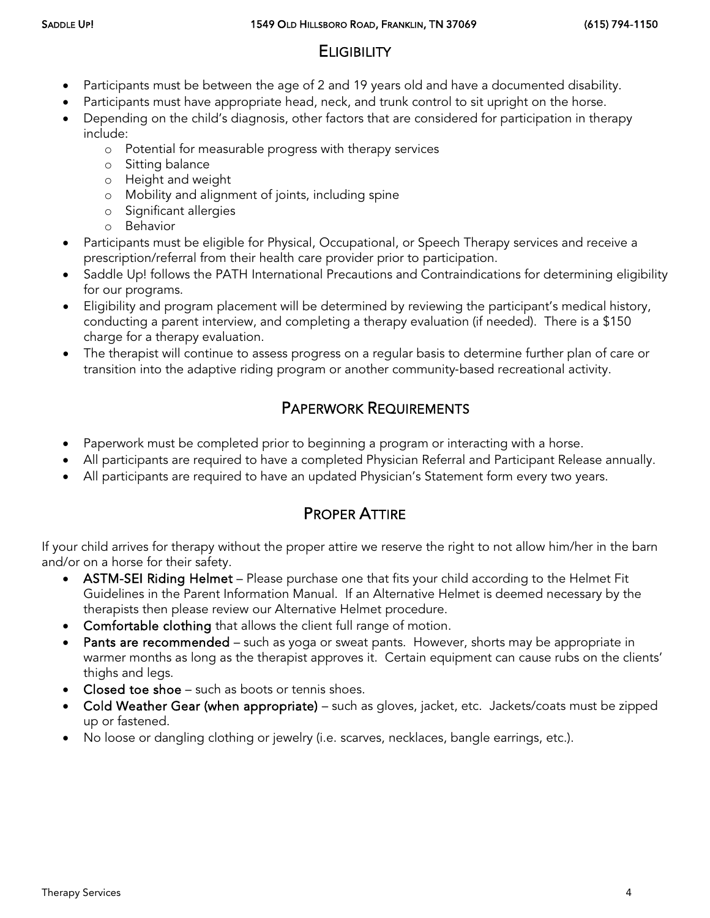## Eligibility

- Participants must be between the age of 2 and 19 years old and have a documented disability.
- Participants must have appropriate head, neck, and trunk control to sit upright on the horse.
- Depending on the child's diagnosis, other factors that are considered for participation in therapy include:
  - Potential for measurable progress with therapy services
  - Sitting balance
  - Height and weight
  - Mobility and alignment of joints, including spine
  - Significant allergies
  - Behavior
- Participants must be eligible for Physical, Occupational, or Speech Therapy services and receive a prescription/referral from their health care provider prior to participation.
- Saddle Up! follows the PATH International Precautions and Contraindications for determining eligibility for our programs.
- Eligibility and program placement will be determined by reviewing the participant's medical history, conducting a parent interview, and completing a therapy evaluation (if needed). There is a $150 charge for a therapy evaluation.
- The therapist will continue to assess progress on a regular basis to determine further plan of care or transition into the adaptive riding program or another community-based recreational activity.

## Paperwork Requirements

- Paperwork must be completed prior to beginning a program or interacting with a horse.
- All participants are required to have a completed Physician Referral and Participant Release annually.
- All participants are required to have an updated Physician's Statement form every two years.

## Proper Attire

If your child arrives for therapy without the proper attire we reserve the right to not allow him/her in the barn and/or on a horse for their safety.

- **ASTM-SEI Riding Helmet** – Please purchase one that fits your child according to the Helmet Fit Guidelines in the Parent Information Manual. If an Alternative Helmet is deemed necessary by the therapists then please review our Alternative Helmet procedure.
- **Comfortable clothing** that allows the client full range of motion.
- **Pants are recommended** – such as yoga or sweat pants. However, shorts may be appropriate in warmer months as long as the therapist approves it. Certain equipment can cause rubs on the clients' thighs and legs.
- **Closed toe shoe** – such as boots or tennis shoes.
- **Cold Weather Gear (when appropriate)** – such as gloves, jacket, etc. Jackets/coats must be zipped up or fastened.
- No loose or dangling clothing or jewelry (i.e. scarves, necklaces, bangle earrings, etc.).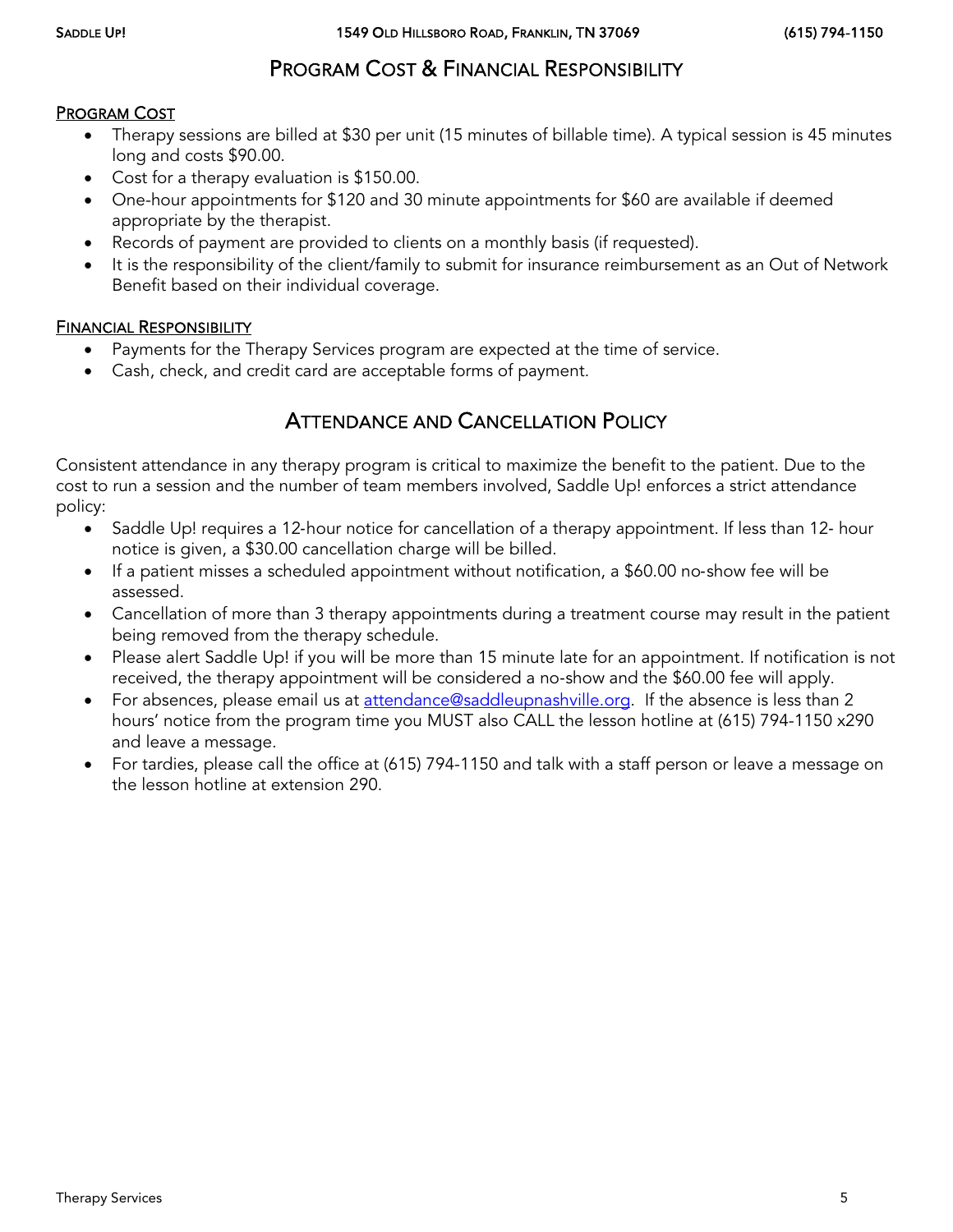# Program Cost & Financial Responsibility

## Program Cost

- Therapy sessions are billed at $30 per unit (15 minutes of billable time). A typical session is 45 minutes long and costs $90.00.
- Cost for a therapy evaluation is $150.00.
- One-hour appointments for $120 and 30 minute appointments for $60 are available if deemed appropriate by the therapist.
- Records of payment are provided to clients on a monthly basis (if requested).
- It is the responsibility of the client/family to submit for insurance reimbursement as an Out of Network Benefit based on their individual coverage.

## Financial Responsibility

- Payments for the Therapy Services program are expected at the time of service.
- Cash, check, and credit card are acceptable forms of payment.

# Attendance and Cancellation Policy

Consistent attendance in any therapy program is critical to maximize the benefit to the patient. Due to the cost to run a session and the number of team members involved, Saddle Up! enforces a strict attendance policy:

- Saddle Up! requires a 12-hour notice for cancellation of a therapy appointment. If less than 12- hour notice is given, a $30.00 cancellation charge will be billed.
- If a patient misses a scheduled appointment without notification, a $60.00 no-show fee will be assessed.
- Cancellation of more than 3 therapy appointments during a treatment course may result in the patient being removed from the therapy schedule.
- Please alert Saddle Up! if you will be more than 15 minute late for an appointment. If notification is not received, the therapy appointment will be considered a no-show and the $60.00 fee will apply.
- For absences, please email us at attendance@saddleupnashville.org. If the absence is less than 2 hours' notice from the program time you MUST also CALL the lesson hotline at (615) 794-1150 x290 and leave a message.
- For tardies, please call the office at (615) 794-1150 and talk with a staff person or leave a message on the lesson hotline at extension 290.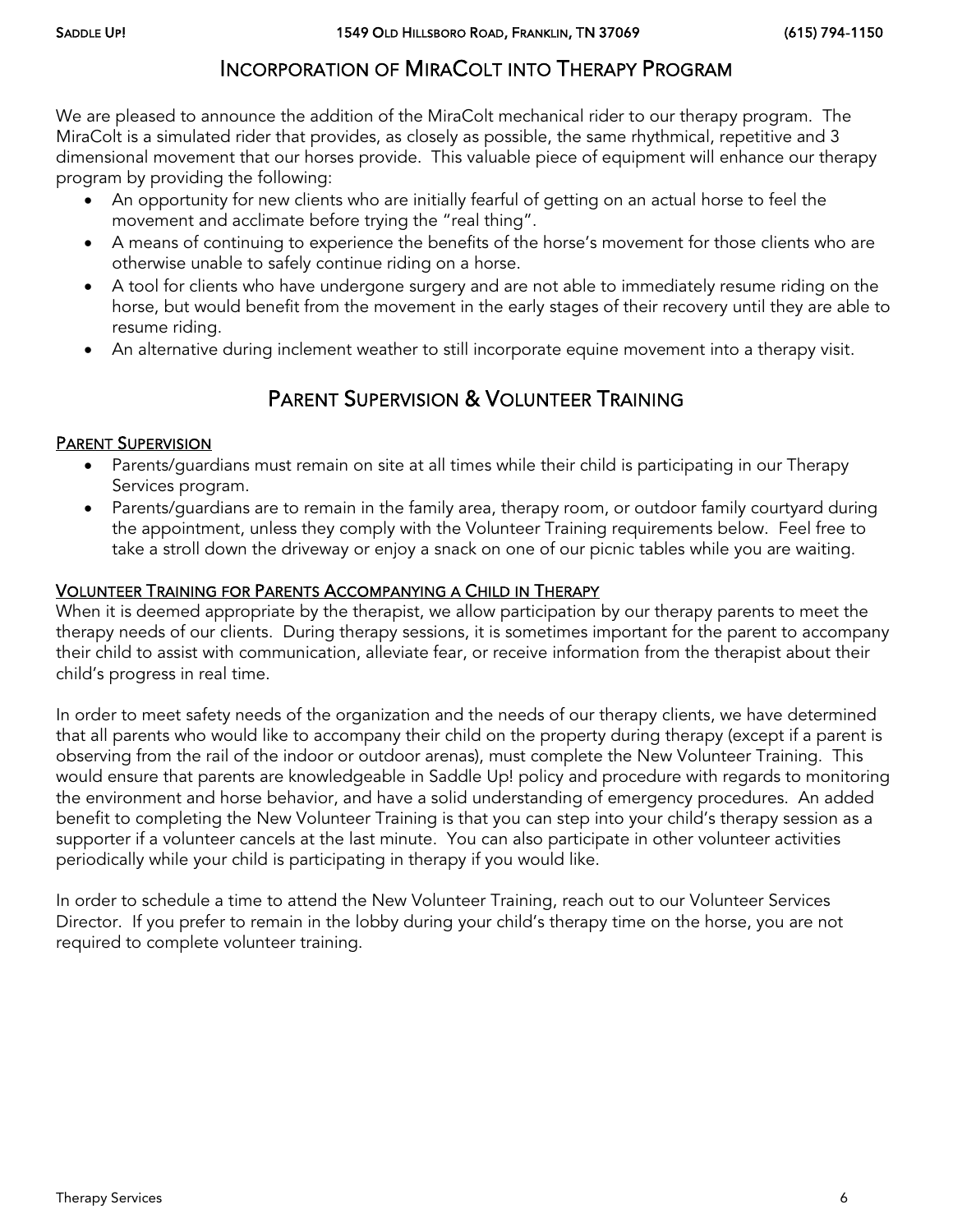# Incorporation of MiraColt into Therapy Program

We are pleased to announce the addition of the MiraColt mechanical rider to our therapy program. The MiraColt is a simulated rider that provides, as closely as possible, the same rhythmical, repetitive and 3 dimensional movement that our horses provide. This valuable piece of equipment will enhance our therapy program by providing the following:

- An opportunity for new clients who are initially fearful of getting on an actual horse to feel the movement and acclimate before trying the "real thing".
- A means of continuing to experience the benefits of the horse's movement for those clients who are otherwise unable to safely continue riding on a horse.
- A tool for clients who have undergone surgery and are not able to immediately resume riding on the horse, but would benefit from the movement in the early stages of their recovery until they are able to resume riding.
- An alternative during inclement weather to still incorporate equine movement into a therapy visit.

# Parent Supervision & Volunteer Training

## Parent Supervision

- Parents/guardians must remain on site at all times while their child is participating in our Therapy Services program.
- Parents/guardians are to remain in the family area, therapy room, or outdoor family courtyard during the appointment, unless they comply with the Volunteer Training requirements below. Feel free to take a stroll down the driveway or enjoy a snack on one of our picnic tables while you are waiting.

## Volunteer Training for Parents Accompanying a Child in Therapy

When it is deemed appropriate by the therapist, we allow participation by our therapy parents to meet the therapy needs of our clients. During therapy sessions, it is sometimes important for the parent to accompany their child to assist with communication, alleviate fear, or receive information from the therapist about their child's progress in real time.

In order to meet safety needs of the organization and the needs of our therapy clients, we have determined that all parents who would like to accompany their child on the property during therapy (except if a parent is observing from the rail of the indoor or outdoor arenas), must complete the New Volunteer Training. This would ensure that parents are knowledgeable in Saddle Up! policy and procedure with regards to monitoring the environment and horse behavior, and have a solid understanding of emergency procedures. An added benefit to completing the New Volunteer Training is that you can step into your child's therapy session as a supporter if a volunteer cancels at the last minute. You can also participate in other volunteer activities periodically while your child is participating in therapy if you would like.

In order to schedule a time to attend the New Volunteer Training, reach out to our Volunteer Services Director. If you prefer to remain in the lobby during your child's therapy time on the horse, you are not required to complete volunteer training.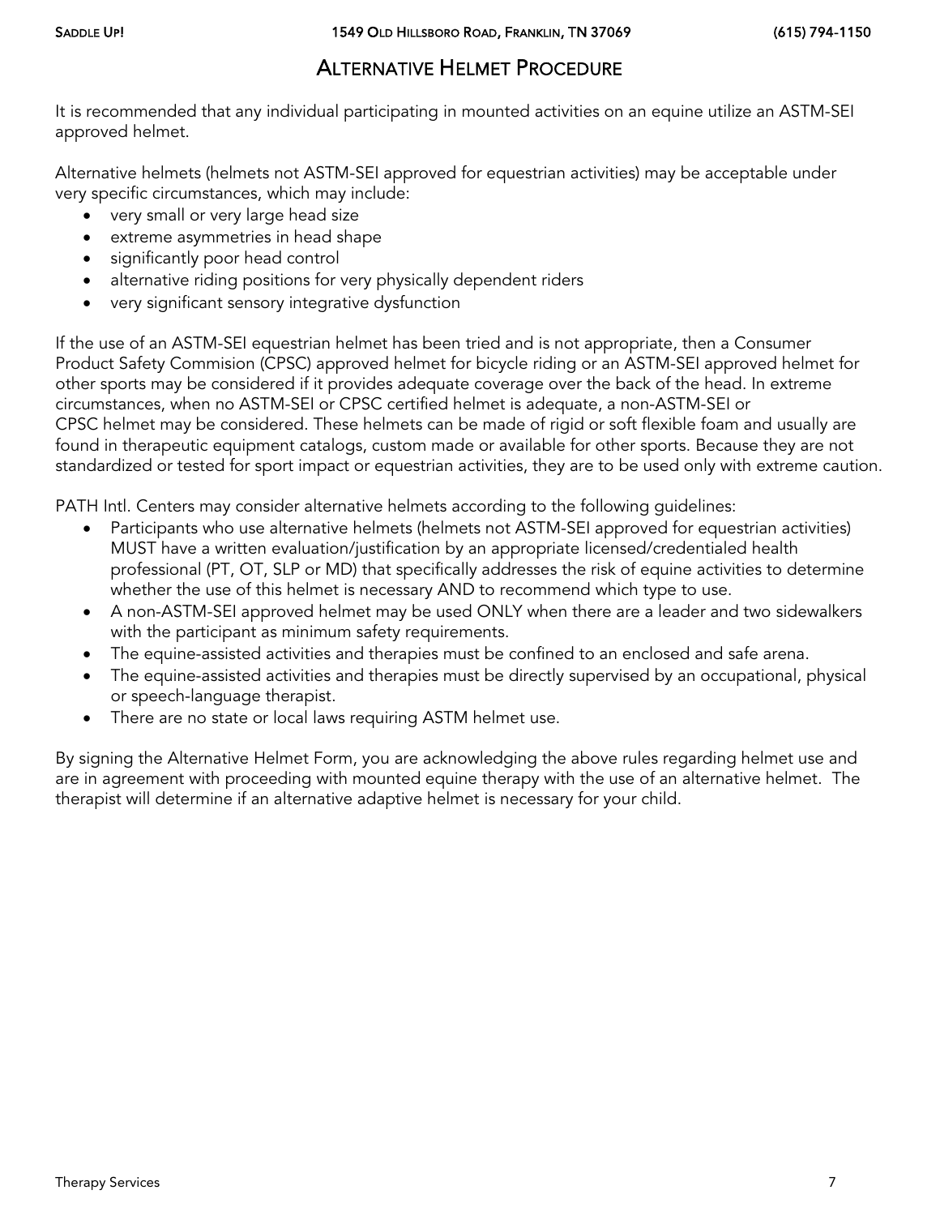# Alternative Helmet Procedure

It is recommended that any individual participating in mounted activities on an equine utilize an ASTM-SEI approved helmet.

Alternative helmets (helmets not ASTM-SEI approved for equestrian activities) may be acceptable under very specific circumstances, which may include:

- very small or very large head size
- extreme asymmetries in head shape
- significantly poor head control
- alternative riding positions for very physically dependent riders
- very significant sensory integrative dysfunction

If the use of an ASTM-SEI equestrian helmet has been tried and is not appropriate, then a Consumer Product Safety Commision (CPSC) approved helmet for bicycle riding or an ASTM-SEI approved helmet for other sports may be considered if it provides adequate coverage over the back of the head. In extreme circumstances, when no ASTM-SEI or CPSC certified helmet is adequate, a non-ASTM-SEI or CPSC helmet may be considered. These helmets can be made of rigid or soft flexible foam and usually are found in therapeutic equipment catalogs, custom made or available for other sports. Because they are not standardized or tested for sport impact or equestrian activities, they are to be used only with extreme caution.

PATH Intl. Centers may consider alternative helmets according to the following guidelines:

- Participants who use alternative helmets (helmets not ASTM-SEI approved for equestrian activities) MUST have a written evaluation/justification by an appropriate licensed/credentialed health professional (PT, OT, SLP or MD) that specifically addresses the risk of equine activities to determine whether the use of this helmet is necessary AND to recommend which type to use.
- A non-ASTM-SEI approved helmet may be used ONLY when there are a leader and two sidewalkers with the participant as minimum safety requirements.
- The equine-assisted activities and therapies must be confined to an enclosed and safe arena.
- The equine-assisted activities and therapies must be directly supervised by an occupational, physical or speech-language therapist.
- There are no state or local laws requiring ASTM helmet use.

By signing the Alternative Helmet Form, you are acknowledging the above rules regarding helmet use and are in agreement with proceeding with mounted equine therapy with the use of an alternative helmet. The therapist will determine if an alternative adaptive helmet is necessary for your child.